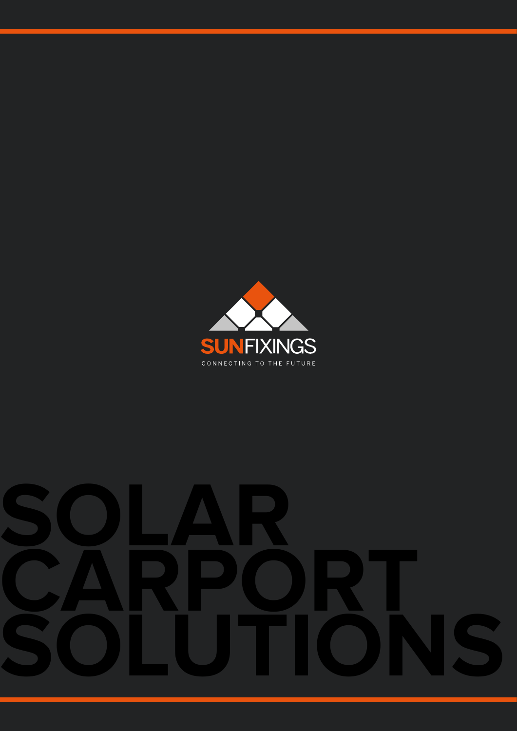**SUNFIXINGS**

CONNECTING TO THE FUTURE

# SOLAR CARPORT SOLUTIONS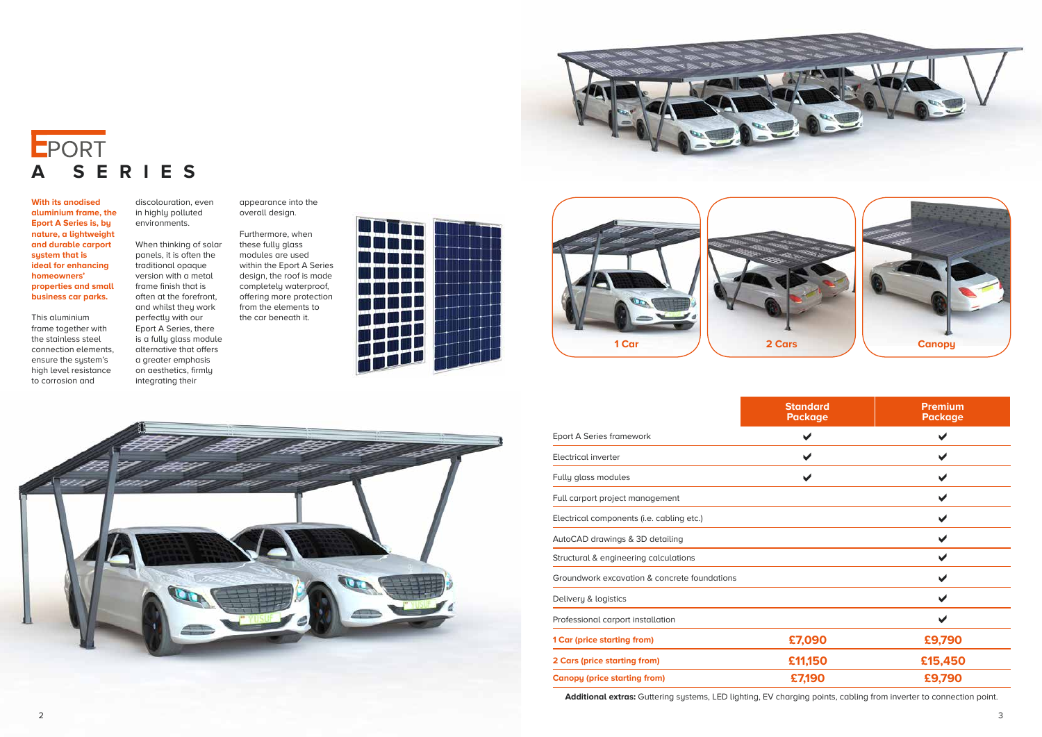# EPORT A SERIES

**With its anodised aluminium frame, the Eport A Series is, by nature, a lightweight and durable carport system that is ideal for enhancing homeowners' properties and small business car parks.**

This aluminium frame together with the stainless steel connection elements, ensure the system's high level resistance to corrosion and discolouration, even in highly polluted environments.

When thinking of solar panels, it is often the traditional opaque version with a metal frame finish that is often at the forefront, and whilst they work perfectly with our Eport A Series, there is a fully glass module alternative that offers a greater emphasis on aesthetics, firmly integrating their appearance into the overall design.

Furthermore, when these fully glass modules are used within the Eport A Series design, the roof is made completely waterproof, offering more protection from the elements to the car beneath it.

1 Car

2 Cars

Canopy

| | Standard Package | Premium Package |
|---|---|---|
| Eport A Series framework | ✔ | ✔ |
| Electrical inverter | ✔ | ✔ |
| Fully glass modules | ✔ | ✔ |
| Full carport project management | | ✔ |
| Electrical components (i.e. cabling etc.) | | ✔ |
| AutoCAD drawings & 3D detailing | | ✔ |
| Structural & engineering calculations | | ✔ |
| Groundwork excavation & concrete foundations | | ✔ |
| Delivery & logistics | | ✔ |
| Professional carport installation | | ✔ |
| 1 Car (price starting from) | £7,090 | £9,790 |
| 2 Cars (price starting from) | £11,150 | £15,450 |
| Canopy (price starting from) | £7,190 | £9,790 |

**Additional extras:** Guttering systems, LED lighting, EV charging points, cabling from inverter to connection point.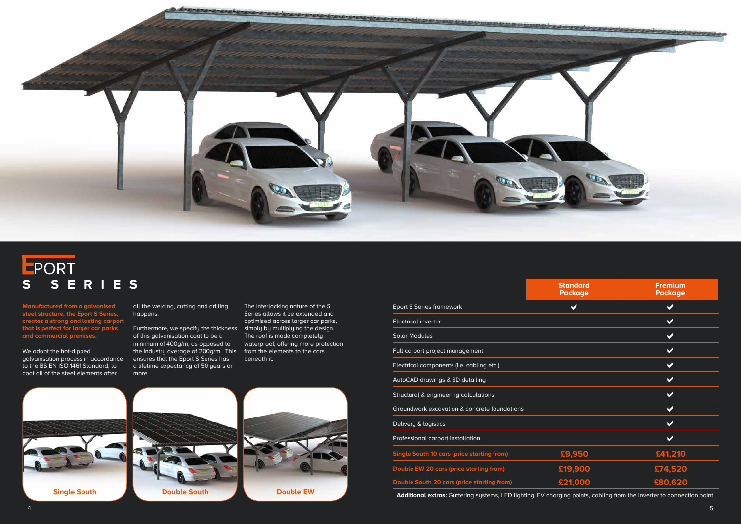# EPORT S SERIES

**Manufactured from a galvanised steel structure, the Eport S Series, creates a strong and lasting carport that is perfect for larger car parks and commercial premises.**

We adopt the hot-dipped galvanisation process in accordance to the BS EN ISO 1461 Standard, to coat all of the steel elements after all the welding, cutting and drilling happens.

Furthermore, we specify the thickness of this galvanisation coat to be a minimum of 400g/m, as opposed to the industry average of 200g/m. This ensures that the Eport S Series has a lifetime expectancy of 50 years or more.

The interlocking nature of the S Series allows it be extended and optimised across larger car parks, simply by multiplying the design. The roof is made completely waterproof, offering more protection from the elements to the cars beneath it.

Single South

Double South

Double EW

| | Standard Package | Premium Package |
|---|---|---|
| Eport S Series framework | ✔ | ✔ |
| Electrical inverter | | ✔ |
| Solar Modules | | ✔ |
| Full carport project management | | ✔ |
| Electrical components (i.e. cabling etc.) | | ✔ |
| AutoCAD drawings & 3D detailing | | ✔ |
| Structural & engineering calculations | | ✔ |
| Groundwork excavation & concrete foundations | | ✔ |
| Delivery & logistics | | ✔ |
| Professional carport installation | | ✔ |
| **Single South 10 cars (price starting from)** | **£9,950** | **£41,210** |
| **Double EW 20 cars (price starting from)** | **£19,900** | **£74,520** |
| **Double South 20 cars (price starting from)** | **£21,000** | **£80,620** |

**Additional extras:** Guttering systems, LED lighting, EV charging points, cabling from the inverter to connection point.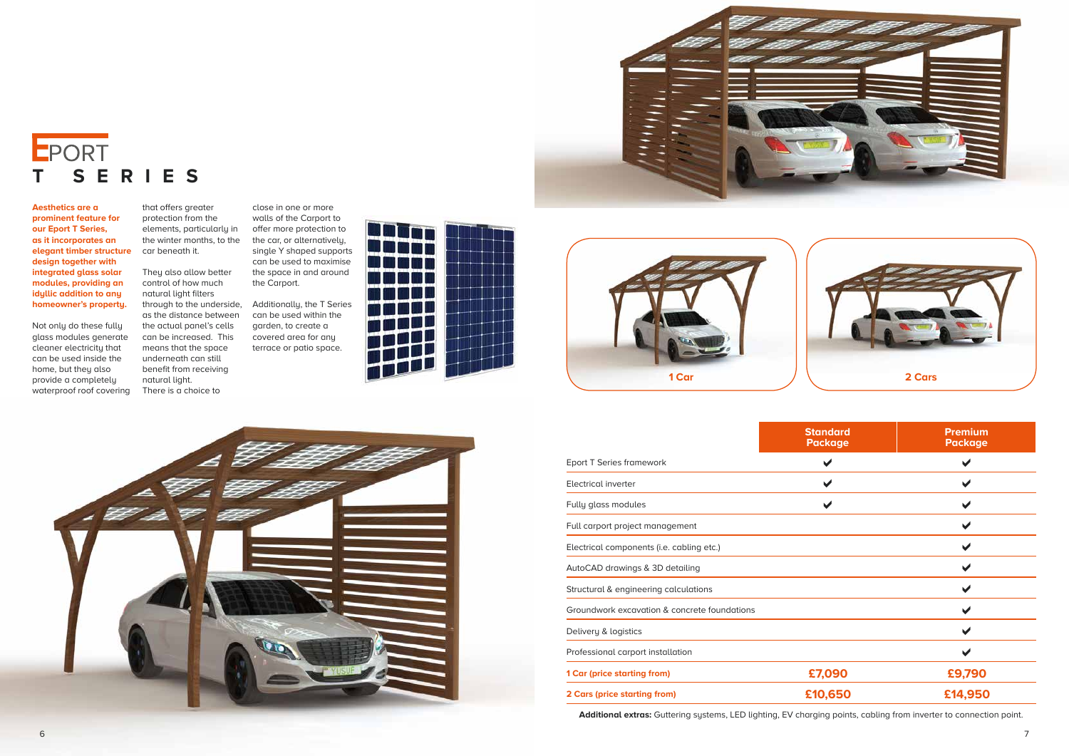# EPORT T SERIES

**Aesthetics are a prominent feature for our Eport T Series, as it incorporates an elegant timber structure design together with integrated glass solar modules, providing an idyllic addition to any homeowner's property.**

Not only do these fully glass modules generate cleaner electricity that can be used inside the home, but they also provide a completely waterproof roof covering that offers greater protection from the elements, particularly in the winter months, to the car beneath it.

They also allow better control of how much natural light filters through to the underside, as the distance between the actual panel's cells can be increased. This means that the space underneath can still benefit from receiving natural light.

There is a choice to close in one or more walls of the Carport to offer more protection to the car, or alternatively, single Y shaped supports can be used to maximise the space in and around the Carport.

Additionally, the T Series can be used within the garden, to create a covered area for any terrace or patio space.

1 Car

2 Cars

| | Standard Package | Premium Package |
|---|---|---|
| Eport T Series framework | ✔ | ✔ |
| Electrical inverter | ✔ | ✔ |
| Fully glass modules | ✔ | ✔ |
| Full carport project management | | ✔ |
| Electrical components (i.e. cabling etc.) | | ✔ |
| AutoCAD drawings & 3D detailing | | ✔ |
| Structural & engineering calculations | | ✔ |
| Groundwork excavation & concrete foundations | | ✔ |
| Delivery & logistics | | ✔ |
| Professional carport installation | | ✔ |
| **1 Car (price starting from)** | **£7,090** | **£9,790** |
| **2 Cars (price starting from)** | **£10,650** | **£14,950** |

**Additional extras:** Guttering systems, LED lighting, EV charging points, cabling from inverter to connection point.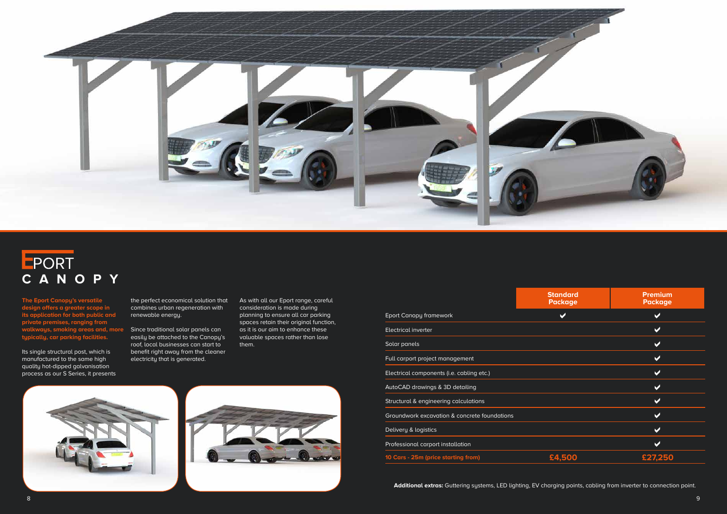# EPORT CANOPY

**The Eport Canopy's versatile design offers a greater scope in its application for both public and private premises, ranging from walkways, smoking areas and, more typically, car parking facilities.**

Its single structural post, which is manufactured to the same high quality hot-dipped galvanisation process as our S Series, it presents the perfect economical solution that combines urban regeneration with renewable energy.

Since traditional solar panels can easily be attached to the Canopy's roof, local businesses can start to benefit right away from the cleaner electricity that is generated.

As with all our Eport range, careful consideration is made during planning to ensure all car parking spaces retain their original function, as it is our aim to enhance these valuable spaces rather than lose them.

| | Standard Package | Premium Package |
|---|---|---|
| Eport Canopy framework | ✔ | ✔ |
| Electrical inverter | | ✔ |
| Solar panels | | ✔ |
| Full carport project management | | ✔ |
| Electrical components (i.e. cabling etc.) | | ✔ |
| AutoCAD drawings & 3D detailing | | ✔ |
| Structural & engineering calculations | | ✔ |
| Groundwork excavation & concrete foundations | | ✔ |
| Delivery & logistics | | ✔ |
| Professional carport installation | | ✔ |
| **10 Cars - 25m (price starting from)** | **£4,500** | **£27,250** |

**Additional extras:** Guttering systems, LED lighting, EV charging points, cabling from inverter to connection point.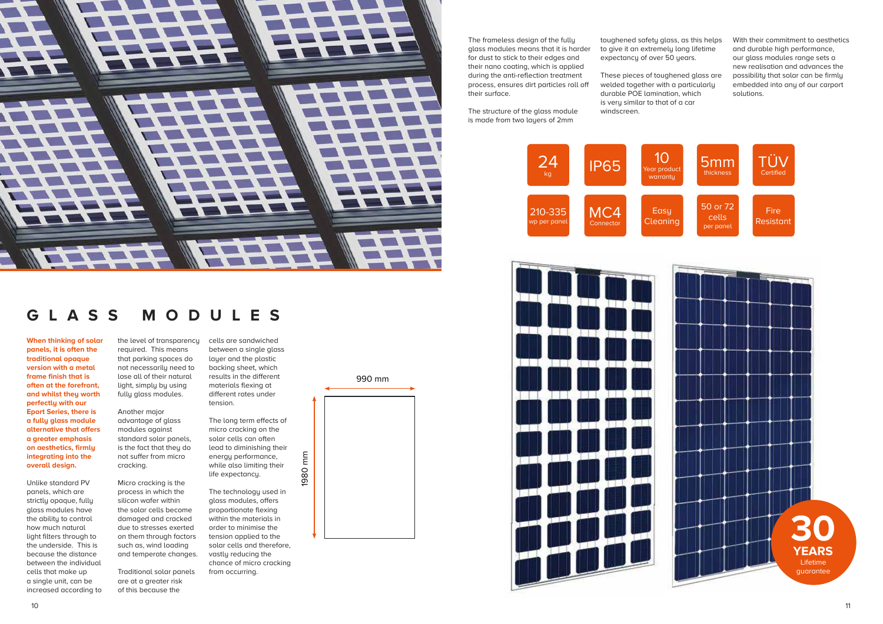# GLASS MODULES

**When thinking of solar panels, it is often the traditional opaque version with a metal frame finish that is often at the forefront, and whilst they worth perfectly with our Eport Series, there is a fully glass module alternative that offers a greater emphasis on aesthetics, firmly integrating into the overall design.**

Unlike standard PV panels, which are strictly opaque, fully glass modules have the ability to control how much natural light filters through to the underside. This is because the distance between the individual cells that make up a single unit, can be increased according to the level of transparency required. This means that parking spaces do not necessarily need to lose all of their natural light, simply by using fully glass modules.

Another major advantage of glass modules against standard solar panels, is the fact that they do not suffer from micro cracking.

Micro cracking is the process in which the silicon wafer within the solar cells become damaged and cracked due to stresses exerted on them through factors such as, wind loading and temperate changes.

Traditional solar panels are at a greater risk of this because the cells are sandwiched between a single glass layer and the plastic backing sheet, which results in the different materials flexing at different rates under tension.

The long term effects of micro cracking on the solar cells can often lead to diminishing their energy performance, while also limiting their life expectancy.

The technology used in glass modules, offers proportionate flexing within the materials in order to minimise the tension applied to the solar cells and therefore, vastly reducing the chance of micro cracking from occurring.

990 mm

1980 mm

The frameless design of the fully glass modules means that it is harder for dust to stick to their edges and their nano coating, which is applied during the anti-reflection treatment process, ensures dirt particles roll off their surface.

The structure of the glass module is made from two layers of 2mm toughened safety glass, as this helps to give it an extremely long lifetime expectancy of over 50 years.

These pieces of toughened glass are welded together with a particularly durable POE lamination, which is very similar to that of a car windscreen.

With their commitment to aesthetics and durable high performance, our glass modules range sets a new realisation and advances the possibility that solar can be firmly embedded into any of our carport solutions.

- 24 kg
- IP65
- 10 Year product warranty
- 5mm thickness
- TÜV Certified
- 210-335 wp per panel
- MC4 Connector
- Easy Cleaning
- 50 or 72 cells per panel
- Fire Resistant

30 YEARS Lifetime guarantee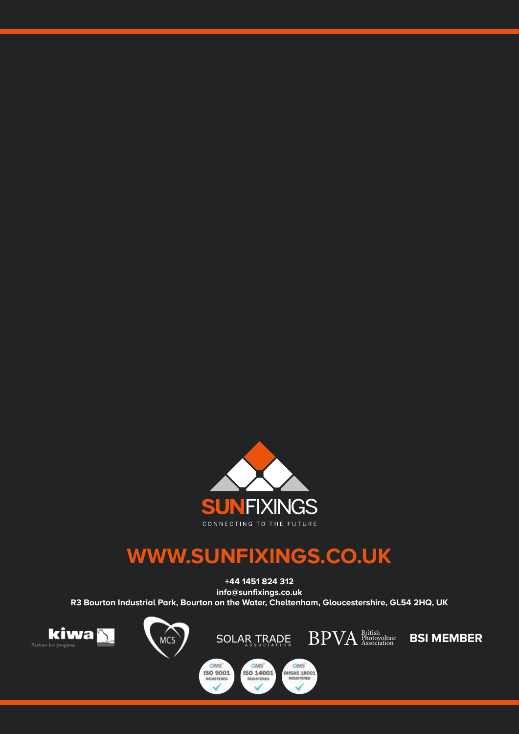SUNFIXINGS

CONNECTING TO THE FUTURE

# WWW.SUNFIXINGS.CO.UK

**+44 1451 824 312**

**info@sunfixings.co.uk**

**R3 Bourton Industrial Park, Bourton on the Water, Cheltenham, Gloucestershire, GL54 2HQ, UK**

kiwa Partner for progress

MCS

SOLAR TRADE ASSOCIATION

BPVA British Photovoltaic Association

**BSI MEMBER**

QMS ISO 9001 REGISTERED

QMS ISO 14001 REGISTERED

QMS OHSAS 18001 REGISTERED